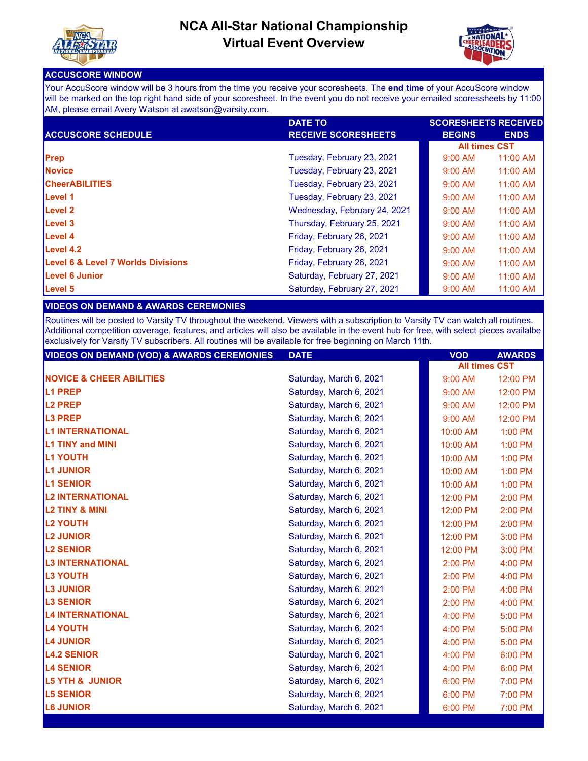# NCA All-Star National Championship
# Virtual Event Overview

## ACCUSCORE WINDOW

Your AccuScore window will be 3 hours from the time you receive your scoresheets. The **end time** of your AccuScore window will be marked on the top right hand side of your scoresheet. In the event you do not receive your emailed scoressheets by 11:00 AM, please email Avery Watson at awatson@varsity.com.

| ACCUSCORE SCHEDULE | DATE TO RECEIVE SCORESHEETS | SCORESHEETS RECEIVED BEGINS | SCORESHEETS RECEIVED ENDS |
|---|---|---|---|
| | | All times CST | |
| **Prep** | Tuesday, February 23, 2021 | 9:00 AM | 11:00 AM |
| **Novice** | Tuesday, February 23, 2021 | 9:00 AM | 11:00 AM |
| **CheerABILITIES** | Tuesday, February 23, 2021 | 9:00 AM | 11:00 AM |
| **Level 1** | Tuesday, February 23, 2021 | 9:00 AM | 11:00 AM |
| **Level 2** | Wednesday, February 24, 2021 | 9:00 AM | 11:00 AM |
| **Level 3** | Thursday, February 25, 2021 | 9:00 AM | 11:00 AM |
| **Level 4** | Friday, February 26, 2021 | 9:00 AM | 11:00 AM |
| **Level 4.2** | Friday, February 26, 2021 | 9:00 AM | 11:00 AM |
| **Level 6 & Level 7 Worlds Divisions** | Friday, February 26, 2021 | 9:00 AM | 11:00 AM |
| **Level 6 Junior** | Saturday, February 27, 2021 | 9:00 AM | 11:00 AM |
| **Level 5** | Saturday, February 27, 2021 | 9:00 AM | 11:00 AM |

## VIDEOS ON DEMAND & AWARDS CEREMONIES

Routines will be posted to Varsity TV throughout the weekend. Viewers with a subscription to Varsity TV can watch all routines. Additional competition coverage, features, and articles will also be available in the event hub for free, with select pieces availalbe exclusively for Varsity TV subscribers. All routines will be available for free beginning on March 11th.

| VIDEOS ON DEMAND (VOD) & AWARDS CEREMONIES | DATE | VOD | AWARDS |
|---|---|---|---|
| | | All times CST | |
| **NOVICE & CHEER ABILITIES** | Saturday, March 6, 2021 | 9:00 AM | 12:00 PM |
| **L1 PREP** | Saturday, March 6, 2021 | 9:00 AM | 12:00 PM |
| **L2 PREP** | Saturday, March 6, 2021 | 9:00 AM | 12:00 PM |
| **L3 PREP** | Saturday, March 6, 2021 | 9:00 AM | 12:00 PM |
| **L1 INTERNATIONAL** | Saturday, March 6, 2021 | 10:00 AM | 1:00 PM |
| **L1 TINY and MINI** | Saturday, March 6, 2021 | 10:00 AM | 1:00 PM |
| **L1 YOUTH** | Saturday, March 6, 2021 | 10:00 AM | 1:00 PM |
| **L1 JUNIOR** | Saturday, March 6, 2021 | 10:00 AM | 1:00 PM |
| **L1 SENIOR** | Saturday, March 6, 2021 | 10:00 AM | 1:00 PM |
| **L2 INTERNATIONAL** | Saturday, March 6, 2021 | 12:00 PM | 2:00 PM |
| **L2 TINY & MINI** | Saturday, March 6, 2021 | 12:00 PM | 2:00 PM |
| **L2 YOUTH** | Saturday, March 6, 2021 | 12:00 PM | 2:00 PM |
| **L2 JUNIOR** | Saturday, March 6, 2021 | 12:00 PM | 3:00 PM |
| **L2 SENIOR** | Saturday, March 6, 2021 | 12:00 PM | 3:00 PM |
| **L3 INTERNATIONAL** | Saturday, March 6, 2021 | 2:00 PM | 4:00 PM |
| **L3 YOUTH** | Saturday, March 6, 2021 | 2:00 PM | 4:00 PM |
| **L3 JUNIOR** | Saturday, March 6, 2021 | 2:00 PM | 4:00 PM |
| **L3 SENIOR** | Saturday, March 6, 2021 | 2:00 PM | 4:00 PM |
| **L4 INTERNATIONAL** | Saturday, March 6, 2021 | 4:00 PM | 5:00 PM |
| **L4 YOUTH** | Saturday, March 6, 2021 | 4:00 PM | 5:00 PM |
| **L4 JUNIOR** | Saturday, March 6, 2021 | 4:00 PM | 5:00 PM |
| **L4.2 SENIOR** | Saturday, March 6, 2021 | 4:00 PM | 6:00 PM |
| **L4 SENIOR** | Saturday, March 6, 2021 | 4:00 PM | 6:00 PM |
| **L5 YTH & JUNIOR** | Saturday, March 6, 2021 | 6:00 PM | 7:00 PM |
| **L5 SENIOR** | Saturday, March 6, 2021 | 6:00 PM | 7:00 PM |
| **L6 JUNIOR** | Saturday, March 6, 2021 | 6:00 PM | 7:00 PM |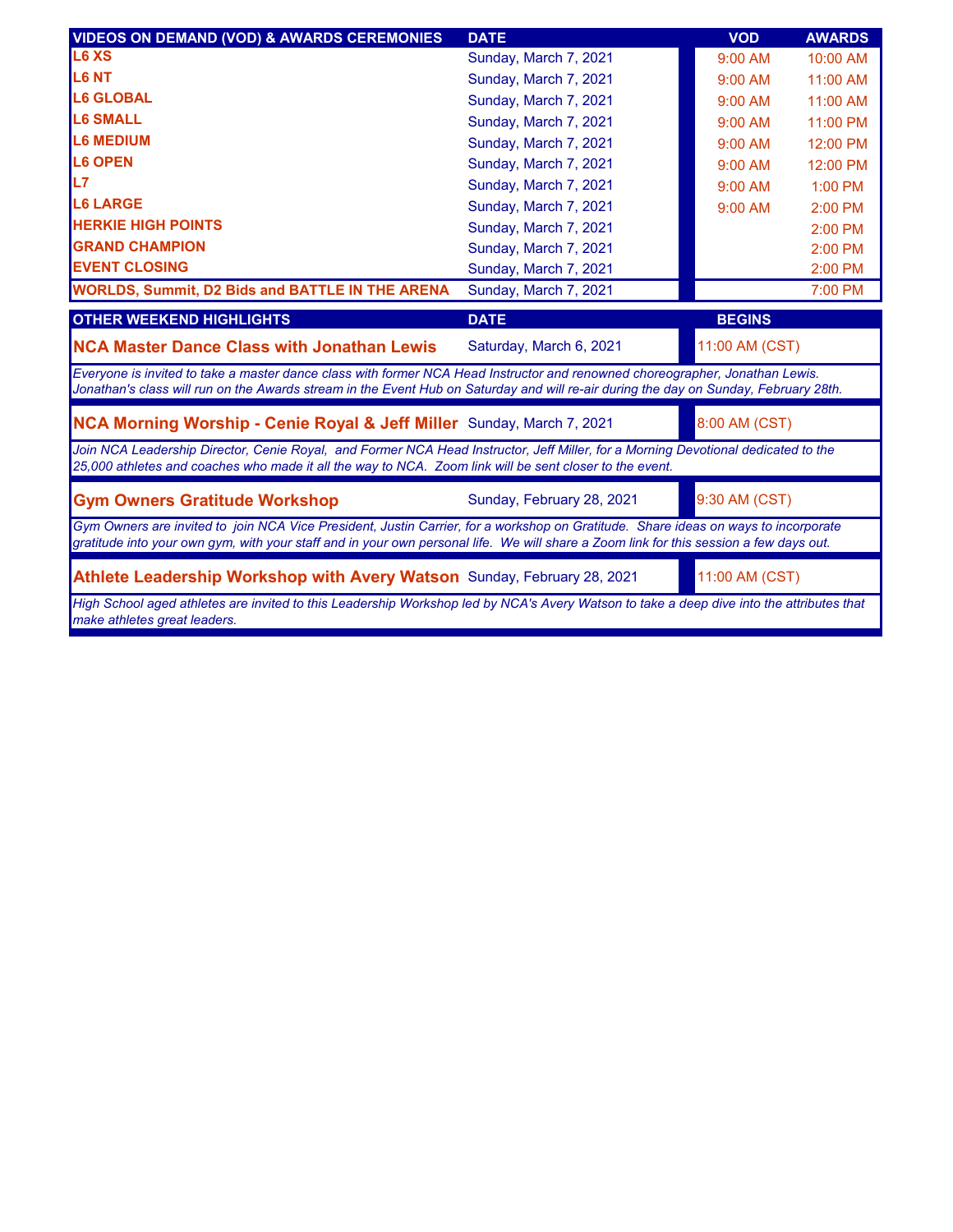| VIDEOS ON DEMAND (VOD) & AWARDS CEREMONIES | DATE | VOD | AWARDS |
|---|---|---|---|
| L6 XS | Sunday, March 7, 2021 | 9:00 AM | 10:00 AM |
| L6 NT | Sunday, March 7, 2021 | 9:00 AM | 11:00 AM |
| L6 GLOBAL | Sunday, March 7, 2021 | 9:00 AM | 11:00 AM |
| L6 SMALL | Sunday, March 7, 2021 | 9:00 AM | 11:00 PM |
| L6 MEDIUM | Sunday, March 7, 2021 | 9:00 AM | 12:00 PM |
| L6 OPEN | Sunday, March 7, 2021 | 9:00 AM | 12:00 PM |
| L7 | Sunday, March 7, 2021 | 9:00 AM | 1:00 PM |
| L6 LARGE | Sunday, March 7, 2021 | 9:00 AM | 2:00 PM |
| HERKIE HIGH POINTS | Sunday, March 7, 2021 | | 2:00 PM |
| GRAND CHAMPION | Sunday, March 7, 2021 | | 2:00 PM |
| EVENT CLOSING | Sunday, March 7, 2021 | | 2:00 PM |
| WORLDS, Summit, D2 Bids and BATTLE IN THE ARENA | Sunday, March 7, 2021 | | 7:00 PM |

| OTHER WEEKEND HIGHLIGHTS | DATE | BEGINS |
|---|---|---|
| **NCA Master Dance Class with Jonathan Lewis** | Saturday, March 6, 2021 | 11:00 AM (CST) |

*Everyone is invited to take a master dance class with former NCA Head Instructor and renowned choreographer, Jonathan Lewis. Jonathan's class will run on the Awards stream in the Event Hub on Saturday and will re-air during the day on Sunday, February 28th.*

| | | |
|---|---|---|
| **NCA Morning Worship - Cenie Royal & Jeff Miller** | Sunday, March 7, 2021 | 8:00 AM (CST) |

*Join NCA Leadership Director, Cenie Royal, and Former NCA Head Instructor, Jeff Miller, for a Morning Devotional dedicated to the 25,000 athletes and coaches who made it all the way to NCA. Zoom link will be sent closer to the event.*

| | | |
|---|---|---|
| **Gym Owners Gratitude Workshop** | Sunday, February 28, 2021 | 9:30 AM (CST) |

*Gym Owners are invited to join NCA Vice President, Justin Carrier, for a workshop on Gratitude. Share ideas on ways to incorporate gratitude into your own gym, with your staff and in your own personal life. We will share a Zoom link for this session a few days out.*

| | | |
|---|---|---|
| **Athlete Leadership Workshop with Avery Watson** | Sunday, February 28, 2021 | 11:00 AM (CST) |

*High School aged athletes are invited to this Leadership Workshop led by NCA's Avery Watson to take a deep dive into the attributes that make athletes great leaders.*